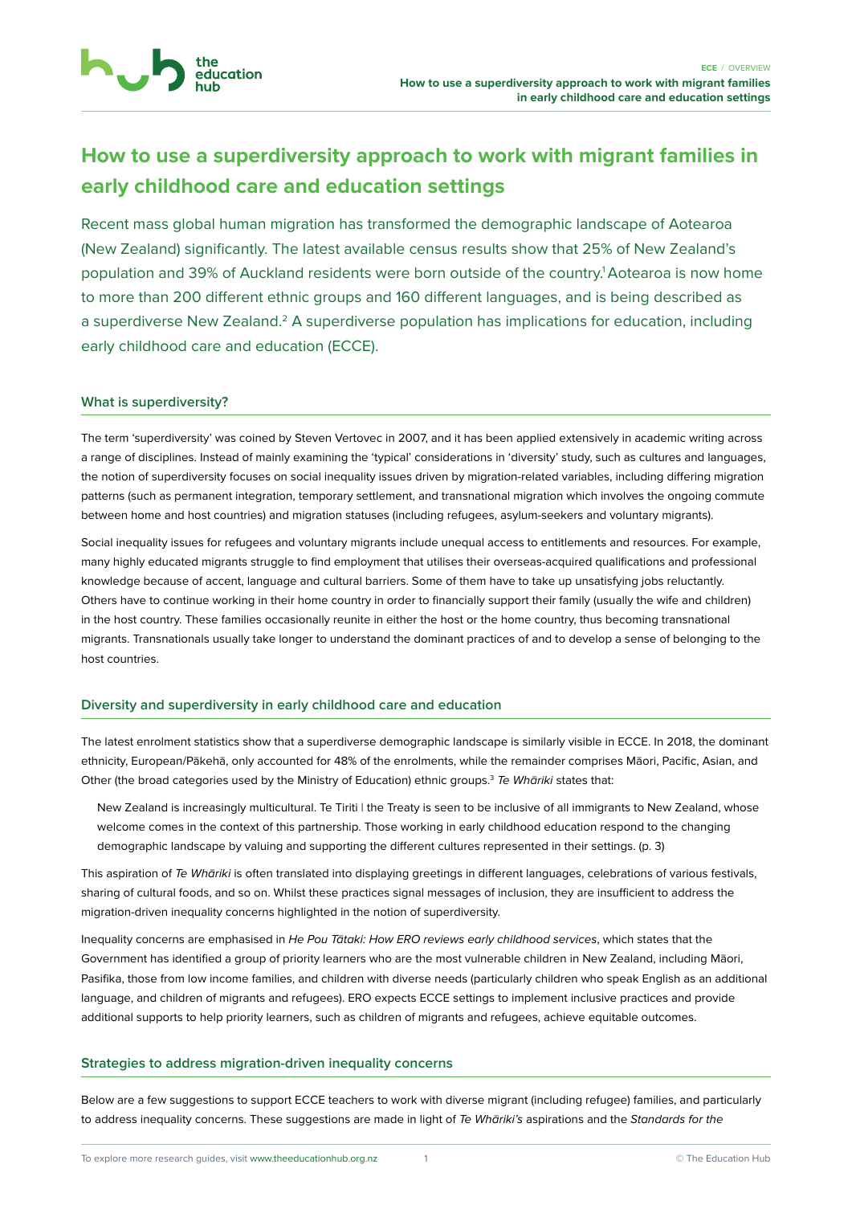# How to use a superdiversity approach to work with migrant families in early childhood care and education settings

Recent mass global human migration has transformed the demographic landscape of Aotearoa (New Zealand) significantly. The latest available census results show that 25% of New Zealand's population and 39% of Auckland residents were born outside of the country.[1] Aotearoa is now home to more than 200 different ethnic groups and 160 different languages, and is being described as a superdiverse New Zealand.[2] A superdiverse population has implications for education, including early childhood care and education (ECCE).

## What is superdiversity?

The term 'superdiversity' was coined by Steven Vertovec in 2007, and it has been applied extensively in academic writing across a range of disciplines. Instead of mainly examining the 'typical' considerations in 'diversity' study, such as cultures and languages, the notion of superdiversity focuses on social inequality issues driven by migration-related variables, including differing migration patterns (such as permanent integration, temporary settlement, and transnational migration which involves the ongoing commute between home and host countries) and migration statuses (including refugees, asylum-seekers and voluntary migrants).

Social inequality issues for refugees and voluntary migrants include unequal access to entitlements and resources. For example, many highly educated migrants struggle to find employment that utilises their overseas-acquired qualifications and professional knowledge because of accent, language and cultural barriers. Some of them have to take up unsatisfying jobs reluctantly. Others have to continue working in their home country in order to financially support their family (usually the wife and children) in the host country. These families occasionally reunite in either the host or the home country, thus becoming transnational migrants. Transnationals usually take longer to understand the dominant practices of and to develop a sense of belonging to the host countries.

## Diversity and superdiversity in early childhood care and education

The latest enrolment statistics show that a superdiverse demographic landscape is similarly visible in ECCE. In 2018, the dominant ethnicity, European/Pākehā, only accounted for 48% of the enrolments, while the remainder comprises Māori, Pacific, Asian, and Other (the broad categories used by the Ministry of Education) ethnic groups.[3] *Te Whāriki* states that:

> New Zealand is increasingly multicultural. Te Tiriti | the Treaty is seen to be inclusive of all immigrants to New Zealand, whose welcome comes in the context of this partnership. Those working in early childhood education respond to the changing demographic landscape by valuing and supporting the different cultures represented in their settings. (p. 3)

This aspiration of *Te Whāriki* is often translated into displaying greetings in different languages, celebrations of various festivals, sharing of cultural foods, and so on. Whilst these practices signal messages of inclusion, they are insufficient to address the migration-driven inequality concerns highlighted in the notion of superdiversity.

Inequality concerns are emphasised in *He Pou Tātaki: How ERO reviews early childhood services*, which states that the Government has identified a group of priority learners who are the most vulnerable children in New Zealand, including Māori, Pasifika, those from low income families, and children with diverse needs (particularly children who speak English as an additional language, and children of migrants and refugees). ERO expects ECCE settings to implement inclusive practices and provide additional supports to help priority learners, such as children of migrants and refugees, achieve equitable outcomes.

## Strategies to address migration-driven inequality concerns

Below are a few suggestions to support ECCE teachers to work with diverse migrant (including refugee) families, and particularly to address inequality concerns. These suggestions are made in light of *Te Whāriki's* aspirations and the *Standards for the*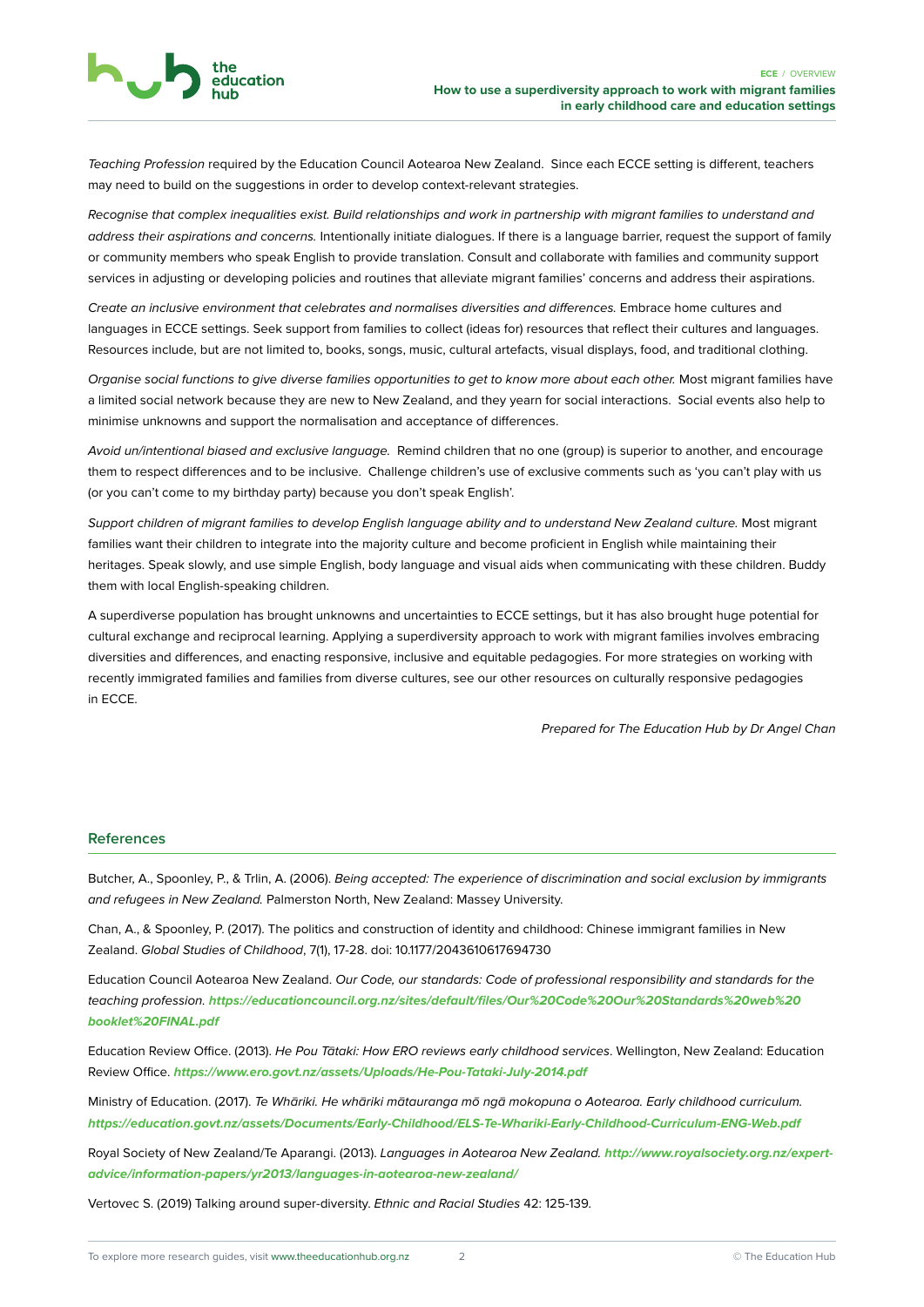*Teaching Profession* required by the Education Council Aotearoa New Zealand. Since each ECCE setting is different, teachers may need to build on the suggestions in order to develop context-relevant strategies.

*Recognise that complex inequalities exist. Build relationships and work in partnership with migrant families to understand and address their aspirations and concerns.* Intentionally initiate dialogues. If there is a language barrier, request the support of family or community members who speak English to provide translation. Consult and collaborate with families and community support services in adjusting or developing policies and routines that alleviate migrant families' concerns and address their aspirations.

*Create an inclusive environment that celebrates and normalises diversities and differences.* Embrace home cultures and languages in ECCE settings. Seek support from families to collect (ideas for) resources that reflect their cultures and languages. Resources include, but are not limited to, books, songs, music, cultural artefacts, visual displays, food, and traditional clothing.

*Organise social functions to give diverse families opportunities to get to know more about each other.* Most migrant families have a limited social network because they are new to New Zealand, and they yearn for social interactions. Social events also help to minimise unknowns and support the normalisation and acceptance of differences.

*Avoid un/intentional biased and exclusive language.* Remind children that no one (group) is superior to another, and encourage them to respect differences and to be inclusive. Challenge children's use of exclusive comments such as 'you can't play with us (or you can't come to my birthday party) because you don't speak English'.

*Support children of migrant families to develop English language ability and to understand New Zealand culture.* Most migrant families want their children to integrate into the majority culture and become proficient in English while maintaining their heritages. Speak slowly, and use simple English, body language and visual aids when communicating with these children. Buddy them with local English-speaking children.

A superdiverse population has brought unknowns and uncertainties to ECCE settings, but it has also brought huge potential for cultural exchange and reciprocal learning. Applying a superdiversity approach to work with migrant families involves embracing diversities and differences, and enacting responsive, inclusive and equitable pedagogies. For more strategies on working with recently immigrated families and families from diverse cultures, see our other resources on culturally responsive pedagogies in ECCE.

*Prepared for The Education Hub by Dr Angel Chan*

## References

Butcher, A., Spoonley, P., & Trlin, A. (2006). *Being accepted: The experience of discrimination and social exclusion by immigrants and refugees in New Zealand.* Palmerston North, New Zealand: Massey University.

Chan, A., & Spoonley, P. (2017). The politics and construction of identity and childhood: Chinese immigrant families in New Zealand. *Global Studies of Childhood*, 7(1), 17-28. doi: 10.1177/2043610617694730

Education Council Aotearoa New Zealand. *Our Code, our standards: Code of professional responsibility and standards for the teaching profession.* **https://educationcouncil.org.nz/sites/default/files/Our%20Code%20Our%20Standards%20web%20booklet%20FINAL.pdf**

Education Review Office. (2013). *He Pou Tātaki: How ERO reviews early childhood services*. Wellington, New Zealand: Education Review Office. **https://www.ero.govt.nz/assets/Uploads/He-Pou-Tataki-July-2014.pdf**

Ministry of Education. (2017). *Te Whāriki. He whāriki mātauranga mō ngā mokopuna o Aotearoa. Early childhood curriculum.* **https://education.govt.nz/assets/Documents/Early-Childhood/ELS-Te-Whariki-Early-Childhood-Curriculum-ENG-Web.pdf**

Royal Society of New Zealand/Te Aparangi. (2013). *Languages in Aotearoa New Zealand.* **http://www.royalsociety.org.nz/expert-advice/information-papers/yr2013/languages-in-aotearoa-new-zealand/**

Vertovec S. (2019) Talking around super-diversity. *Ethnic and Racial Studies* 42: 125-139.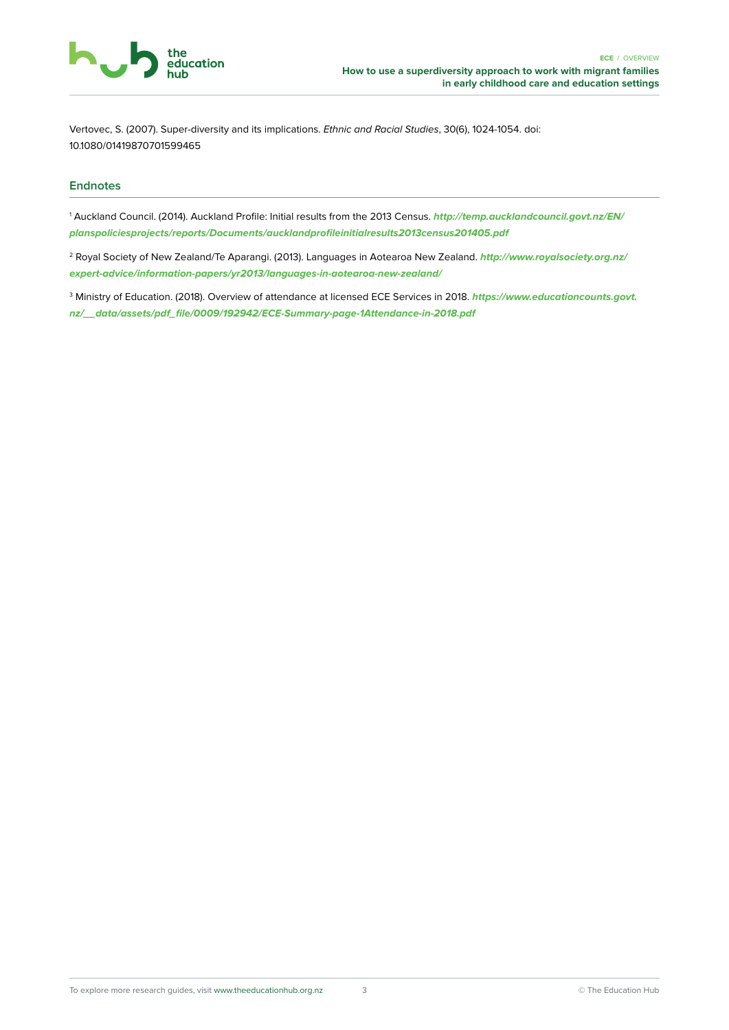Vertovec, S. (2007). Super-diversity and its implications. *Ethnic and Racial Studies*, 30(6), 1024-1054. doi: 10.1080/01419870701599465

## Endnotes

[1] Auckland Council. (2014). Auckland Profile: Initial results from the 2013 Census. ***http://temp.aucklandcouncil.govt.nz/EN/planspoliciesprojects/reports/Documents/aucklandprofileinitialresults2013census201405.pdf***

[2] Royal Society of New Zealand/Te Aparangi. (2013). Languages in Aotearoa New Zealand. ***http://www.royalsociety.org.nz/expert-advice/information-papers/yr2013/languages-in-aotearoa-new-zealand/***

[3] Ministry of Education. (2018). Overview of attendance at licensed ECE Services in 2018. ***https://www.educationcounts.govt.nz/__data/assets/pdf_file/0009/192942/ECE-Summary-page-1Attendance-in-2018.pdf***